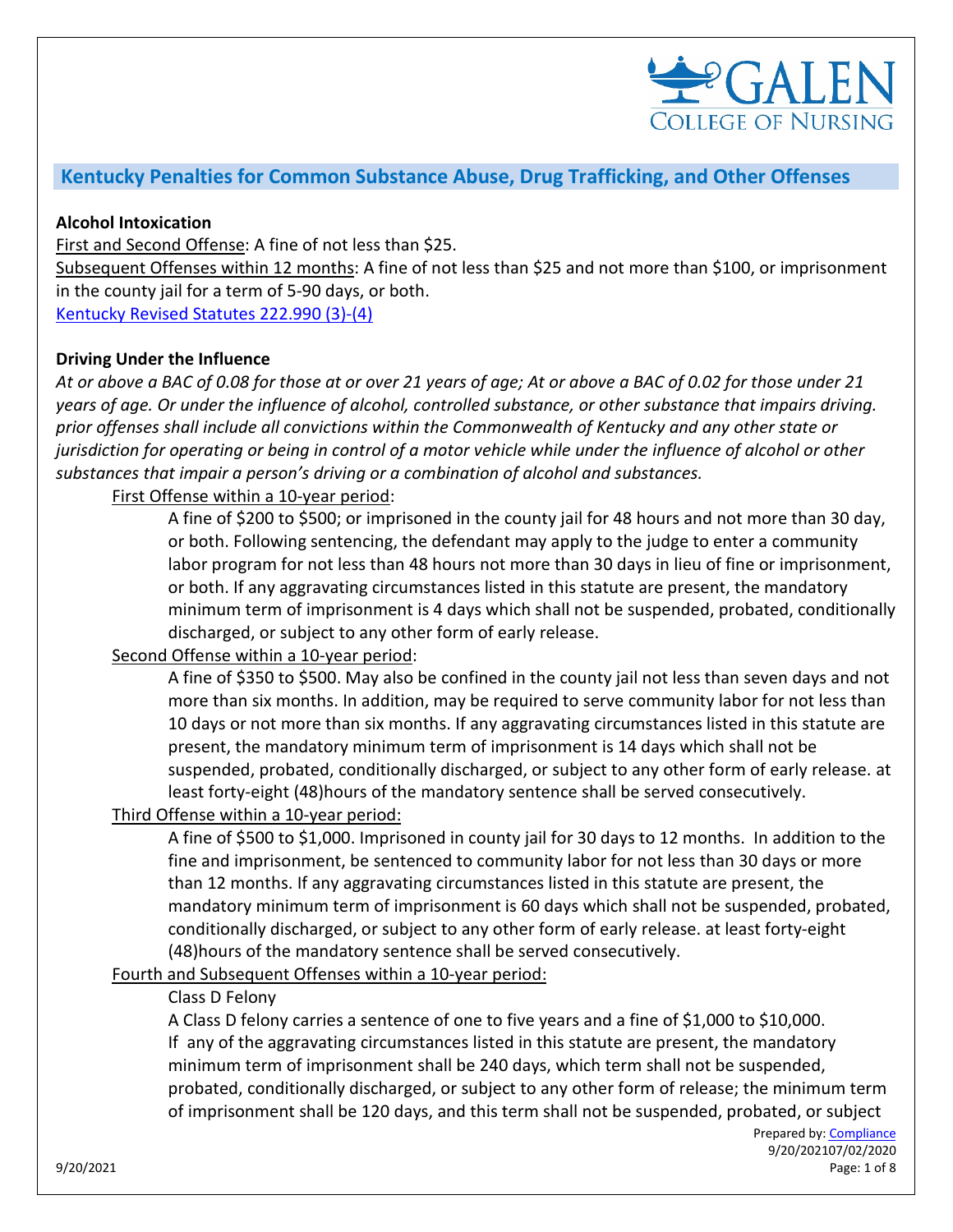## Kentucky Penalties for Common Substance Abuse, Drug Trafficking, and Other Offenses

**Alcohol Intoxication**

First and Second Offense: A fine of not less than $25.

Subsequent Offenses within 12 months: A fine of not less than $25 and not more than $100, or imprisonment in the county jail for a term of 5-90 days, or both.

[Kentucky Revised Statutes 222.990 (3)-(4)]

**Driving Under the Influence**

*At or above a BAC of 0.08 for those at or over 21 years of age; At or above a BAC of 0.02 for those under 21 years of age. Or under the influence of alcohol, controlled substance, or other substance that impairs driving. prior offenses shall include all convictions within the Commonwealth of Kentucky and any other state or jurisdiction for operating or being in control of a motor vehicle while under the influence of alcohol or other substances that impair a person's driving or a combination of alcohol and substances.*

First Offense within a 10-year period:

A fine of $200 to $500; or imprisoned in the county jail for 48 hours and not more than 30 day, or both. Following sentencing, the defendant may apply to the judge to enter a community labor program for not less than 48 hours not more than 30 days in lieu of fine or imprisonment, or both. If any aggravating circumstances listed in this statute are present, the mandatory minimum term of imprisonment is 4 days which shall not be suspended, probated, conditionally discharged, or subject to any other form of early release.

Second Offense within a 10-year period:

A fine of $350 to $500. May also be confined in the county jail not less than seven days and not more than six months. In addition, may be required to serve community labor for not less than 10 days or not more than six months. If any aggravating circumstances listed in this statute are present, the mandatory minimum term of imprisonment is 14 days which shall not be suspended, probated, conditionally discharged, or subject to any other form of early release. at least forty-eight (48)hours of the mandatory sentence shall be served consecutively.

Third Offense within a 10-year period:

A fine of $500 to $1,000. Imprisoned in county jail for 30 days to 12 months. In addition to the fine and imprisonment, be sentenced to community labor for not less than 30 days or more than 12 months. If any aggravating circumstances listed in this statute are present, the mandatory minimum term of imprisonment is 60 days which shall not be suspended, probated, conditionally discharged, or subject to any other form of early release. at least forty-eight (48)hours of the mandatory sentence shall be served consecutively.

Fourth and Subsequent Offenses within a 10-year period:

Class D Felony

A Class D felony carries a sentence of one to five years and a fine of $1,000 to $10,000. If any of the aggravating circumstances listed in this statute are present, the mandatory minimum term of imprisonment shall be 240 days, which term shall not be suspended, probated, conditionally discharged, or subject to any other form of release; the minimum term of imprisonment shall be 120 days, and this term shall not be suspended, probated, or subject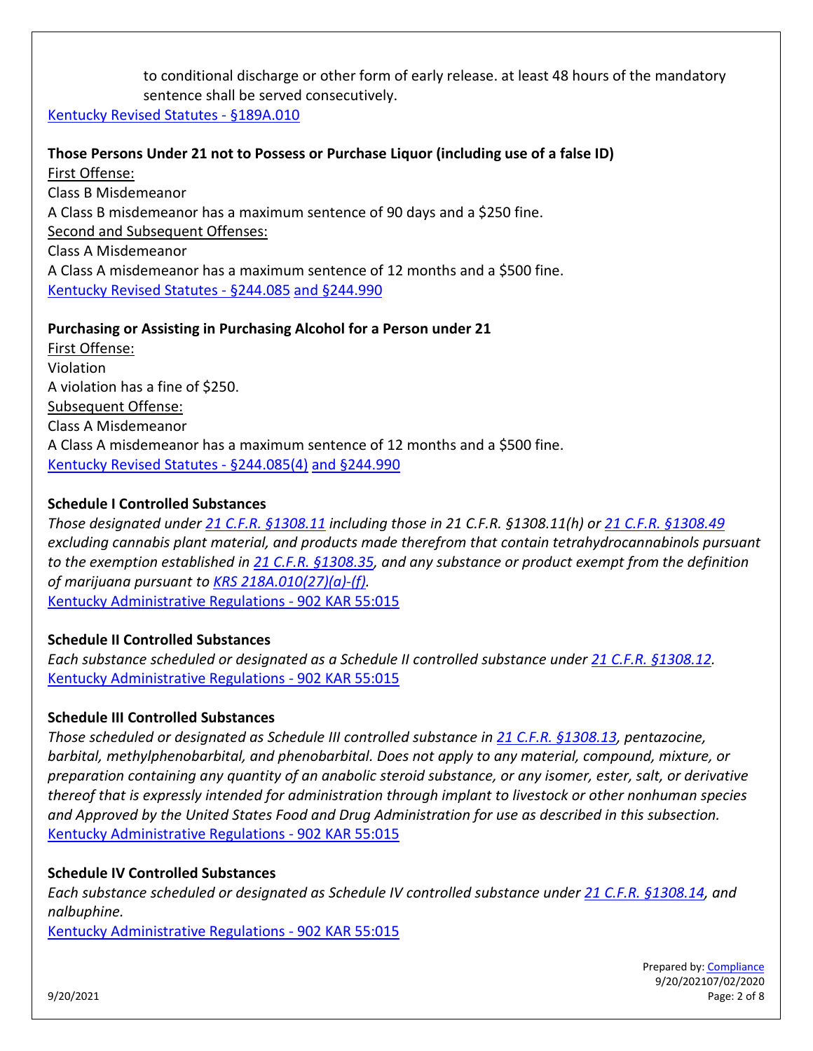to conditional discharge or other form of early release. at least 48 hours of the mandatory sentence shall be served consecutively.

[Kentucky Revised Statutes - §189A.010]

**Those Persons Under 21 not to Possess or Purchase Liquor (including use of a false ID)**

First Offense:
Class B Misdemeanor
A Class B misdemeanor has a maximum sentence of 90 days and a $250 fine.

Second and Subsequent Offenses:
Class A Misdemeanor
A Class A misdemeanor has a maximum sentence of 12 months and a $500 fine.

[Kentucky Revised Statutes - §244.085 and §244.990]

**Purchasing or Assisting in Purchasing Alcohol for a Person under 21**

First Offense:
Violation
A violation has a fine of $250.

Subsequent Offense:
Class A Misdemeanor
A Class A misdemeanor has a maximum sentence of 12 months and a $500 fine.

[Kentucky Revised Statutes - §244.085(4) and §244.990]

**Schedule I Controlled Substances**

*Those designated under 21 C.F.R. §1308.11 including those in 21 C.F.R. §1308.11(h) or 21 C.F.R. §1308.49 excluding cannabis plant material, and products made therefrom that contain tetrahydrocannabinols pursuant to the exemption established in 21 C.F.R. §1308.35, and any substance or product exempt from the definition of marijuana pursuant to KRS 218A.010(27)(a)-(f).*

[Kentucky Administrative Regulations - 902 KAR 55:015]

**Schedule II Controlled Substances**

*Each substance scheduled or designated as a Schedule II controlled substance under 21 C.F.R. §1308.12.*

[Kentucky Administrative Regulations - 902 KAR 55:015]

**Schedule III Controlled Substances**

*Those scheduled or designated as Schedule III controlled substance in 21 C.F.R. §1308.13, pentazocine, barbital, methylphenobarbital, and phenobarbital. Does not apply to any material, compound, mixture, or preparation containing any quantity of an anabolic steroid substance, or any isomer, ester, salt, or derivative thereof that is expressly intended for administration through implant to livestock or other nonhuman species and Approved by the United States Food and Drug Administration for use as described in this subsection.*

[Kentucky Administrative Regulations - 902 KAR 55:015]

**Schedule IV Controlled Substances**

*Each substance scheduled or designated as Schedule IV controlled substance under 21 C.F.R. §1308.14, and nalbuphine.*

[Kentucky Administrative Regulations - 902 KAR 55:015]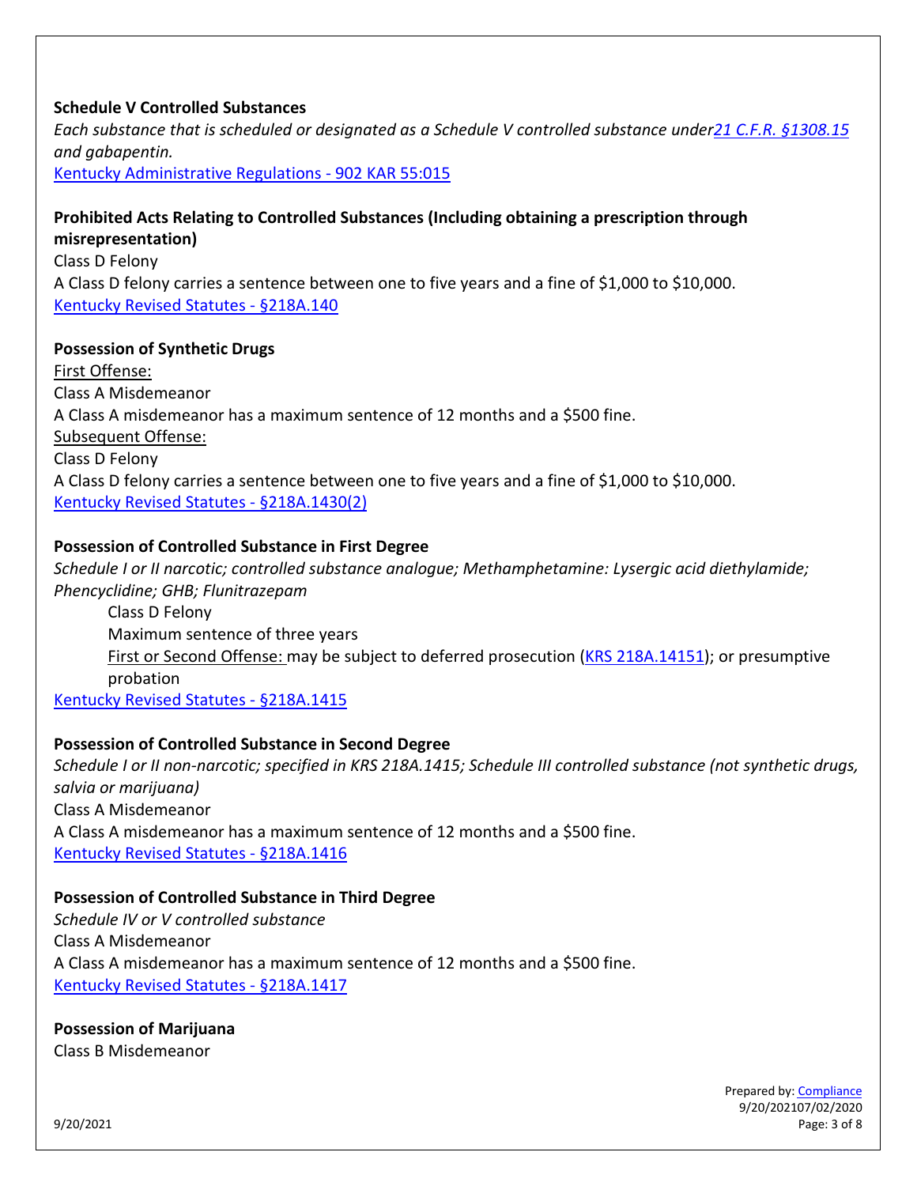**Schedule V Controlled Substances**

*Each substance that is scheduled or designated as a Schedule V controlled substance under[21 C.F.R. §1308.15](#) and gabapentin.*

[Kentucky Administrative Regulations - 902 KAR 55:015](#)

**Prohibited Acts Relating to Controlled Substances (Including obtaining a prescription through misrepresentation)**

Class D Felony

A Class D felony carries a sentence between one to five years and a fine of $1,000 to $10,000.

[Kentucky Revised Statutes - §218A.140](#)

**Possession of Synthetic Drugs**

First Offense:

Class A Misdemeanor

A Class A misdemeanor has a maximum sentence of 12 months and a $500 fine.

Subsequent Offense:

Class D Felony

A Class D felony carries a sentence between one to five years and a fine of $1,000 to $10,000.

[Kentucky Revised Statutes - §218A.1430(2)](#)

**Possession of Controlled Substance in First Degree**

*Schedule I or II narcotic; controlled substance analogue; Methamphetamine: Lysergic acid diethylamide; Phencyclidine; GHB; Flunitrazepam*

> Class D Felony
>
> Maximum sentence of three years
>
> First or Second Offense: may be subject to deferred prosecution ([KRS 218A.14151](#)); or presumptive probation

[Kentucky Revised Statutes - §218A.1415](#)

**Possession of Controlled Substance in Second Degree**

*Schedule I or II non-narcotic; specified in KRS 218A.1415; Schedule III controlled substance (not synthetic drugs, salvia or marijuana)*

Class A Misdemeanor

A Class A misdemeanor has a maximum sentence of 12 months and a $500 fine.

[Kentucky Revised Statutes - §218A.1416](#)

**Possession of Controlled Substance in Third Degree**

*Schedule IV or V controlled substance*

Class A Misdemeanor

A Class A misdemeanor has a maximum sentence of 12 months and a $500 fine.

[Kentucky Revised Statutes - §218A.1417](#)

**Possession of Marijuana**

Class B Misdemeanor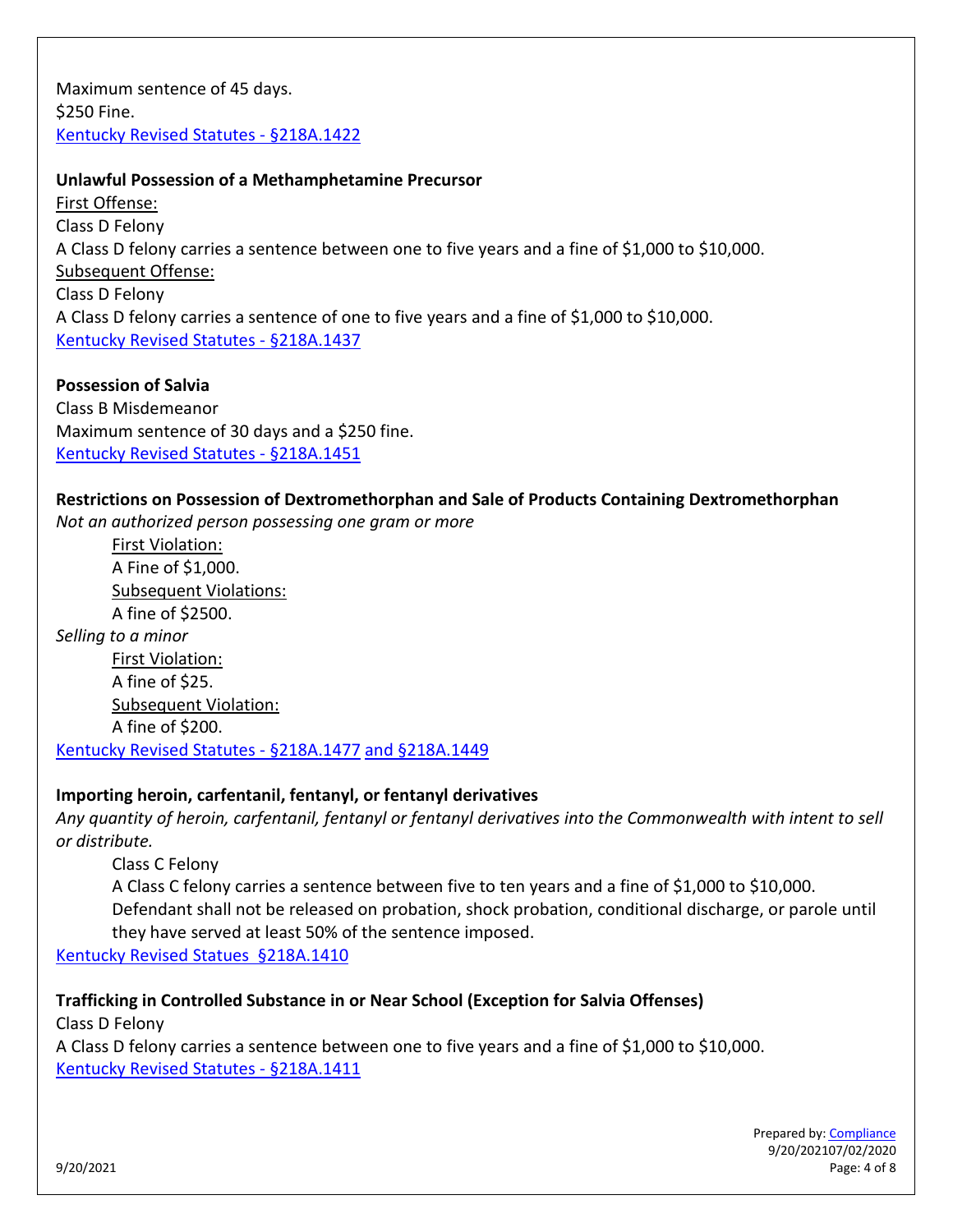Maximum sentence of 45 days.
$250 Fine.
Kentucky Revised Statutes - §218A.1422

**Unlawful Possession of a Methamphetamine Precursor**
First Offense:
Class D Felony
A Class D felony carries a sentence between one to five years and a fine of $1,000 to $10,000.
Subsequent Offense:
Class D Felony
A Class D felony carries a sentence of one to five years and a fine of $1,000 to $10,000.
Kentucky Revised Statutes - §218A.1437

**Possession of Salvia**
Class B Misdemeanor
Maximum sentence of 30 days and a $250 fine.
Kentucky Revised Statutes - §218A.1451

**Restrictions on Possession of Dextromethorphan and Sale of Products Containing Dextromethorphan**
*Not an authorized person possessing one gram or more*
First Violation:
A Fine of $1,000.
Subsequent Violations:
A fine of $2500.
*Selling to a minor*
First Violation:
A fine of $25.
Subsequent Violation:
A fine of $200.
Kentucky Revised Statutes - §218A.1477 and §218A.1449

**Importing heroin, carfentanil, fentanyl, or fentanyl derivatives**
*Any quantity of heroin, carfentanil, fentanyl or fentanyl derivatives into the Commonwealth with intent to sell or distribute.*
Class C Felony
A Class C felony carries a sentence between five to ten years and a fine of $1,000 to $10,000. Defendant shall not be released on probation, shock probation, conditional discharge, or parole until they have served at least 50% of the sentence imposed.
Kentucky Revised Statues §218A.1410

**Trafficking in Controlled Substance in or Near School (Exception for Salvia Offenses)**
Class D Felony
A Class D felony carries a sentence between one to five years and a fine of $1,000 to $10,000.
Kentucky Revised Statutes - §218A.1411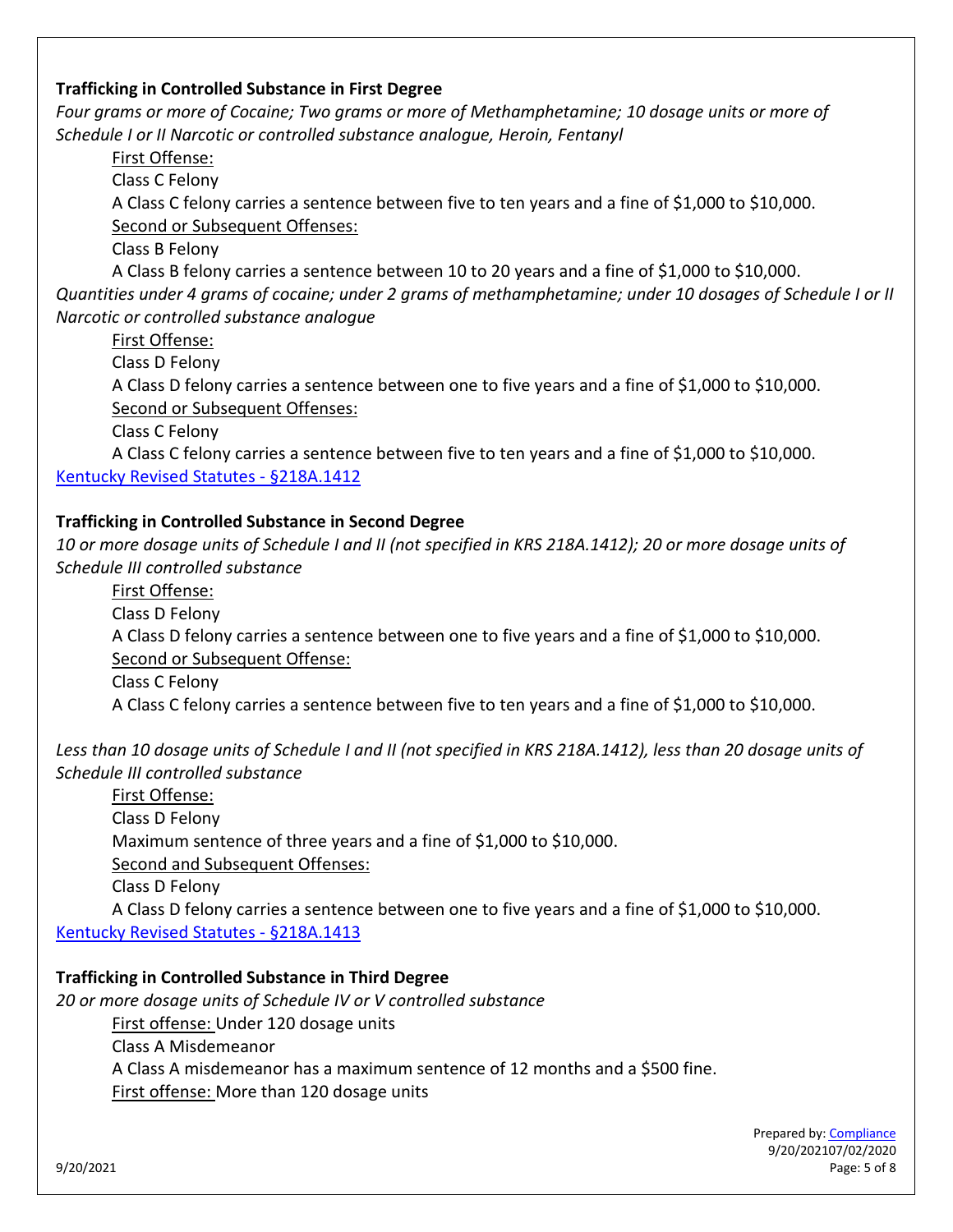**Trafficking in Controlled Substance in First Degree**

*Four grams or more of Cocaine; Two grams or more of Methamphetamine; 10 dosage units or more of Schedule I or II Narcotic or controlled substance analogue, Heroin, Fentanyl*

First Offense:

Class C Felony

A Class C felony carries a sentence between five to ten years and a fine of $1,000 to $10,000.

Second or Subsequent Offenses:

Class B Felony

A Class B felony carries a sentence between 10 to 20 years and a fine of $1,000 to $10,000.

*Quantities under 4 grams of cocaine; under 2 grams of methamphetamine; under 10 dosages of Schedule I or II Narcotic or controlled substance analogue*

First Offense:

Class D Felony

A Class D felony carries a sentence between one to five years and a fine of $1,000 to $10,000.

Second or Subsequent Offenses:

Class C Felony

A Class C felony carries a sentence between five to ten years and a fine of $1,000 to $10,000.

Kentucky Revised Statutes - §218A.1412

**Trafficking in Controlled Substance in Second Degree**

*10 or more dosage units of Schedule I and II (not specified in KRS 218A.1412); 20 or more dosage units of Schedule III controlled substance*

First Offense:

Class D Felony

A Class D felony carries a sentence between one to five years and a fine of $1,000 to $10,000.

Second or Subsequent Offense:

Class C Felony

A Class C felony carries a sentence between five to ten years and a fine of $1,000 to $10,000.

*Less than 10 dosage units of Schedule I and II (not specified in KRS 218A.1412), less than 20 dosage units of Schedule III controlled substance*

First Offense:

Class D Felony

Maximum sentence of three years and a fine of $1,000 to $10,000.

Second and Subsequent Offenses:

Class D Felony

A Class D felony carries a sentence between one to five years and a fine of $1,000 to $10,000.

Kentucky Revised Statutes - §218A.1413

**Trafficking in Controlled Substance in Third Degree**

*20 or more dosage units of Schedule IV or V controlled substance*

First offense: Under 120 dosage units

Class A Misdemeanor

A Class A misdemeanor has a maximum sentence of 12 months and a $500 fine.

First offense: More than 120 dosage units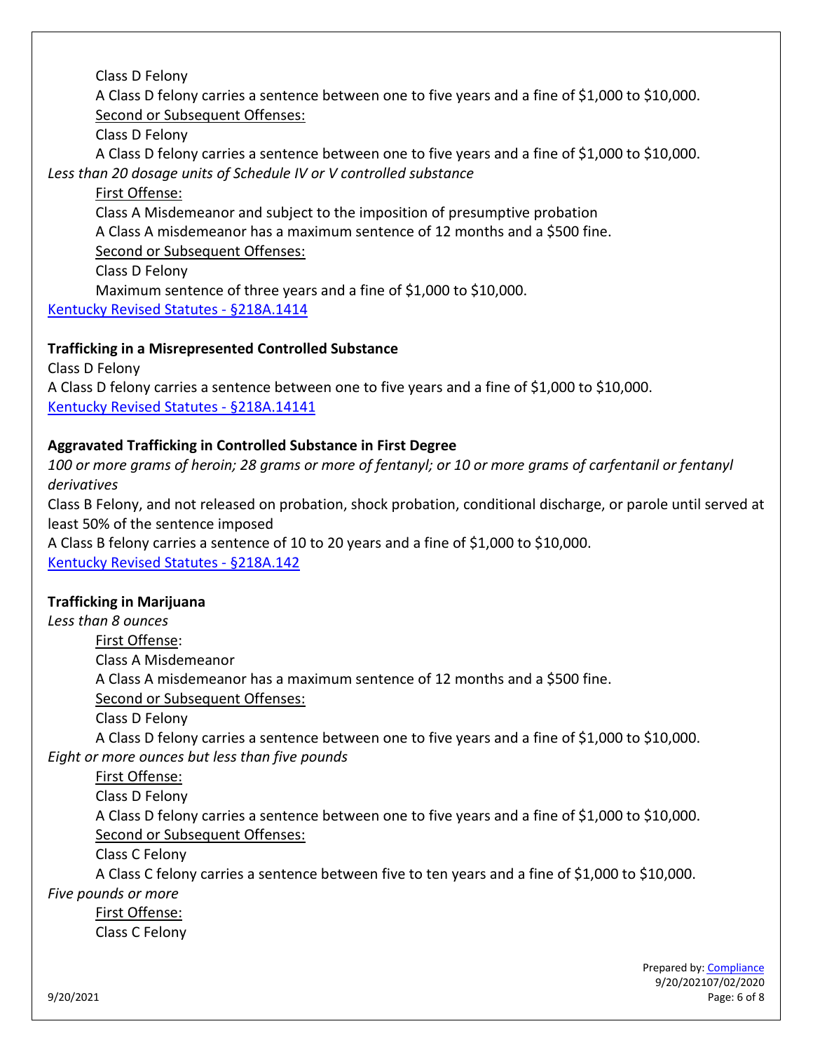Class D Felony

A Class D felony carries a sentence between one to five years and a fine of $1,000 to $10,000.

Second or Subsequent Offenses:

Class D Felony

A Class D felony carries a sentence between one to five years and a fine of $1,000 to $10,000.

*Less than 20 dosage units of Schedule IV or V controlled substance*

First Offense:

Class A Misdemeanor and subject to the imposition of presumptive probation

A Class A misdemeanor has a maximum sentence of 12 months and a $500 fine.

Second or Subsequent Offenses:

Class D Felony

Maximum sentence of three years and a fine of $1,000 to $10,000.

[Kentucky Revised Statutes - §218A.1414]

**Trafficking in a Misrepresented Controlled Substance**

Class D Felony

A Class D felony carries a sentence between one to five years and a fine of $1,000 to $10,000.

[Kentucky Revised Statutes - §218A.14141]

**Aggravated Trafficking in Controlled Substance in First Degree**

*100 or more grams of heroin; 28 grams or more of fentanyl; or 10 or more grams of carfentanil or fentanyl derivatives*

Class B Felony, and not released on probation, shock probation, conditional discharge, or parole until served at least 50% of the sentence imposed

A Class B felony carries a sentence of 10 to 20 years and a fine of $1,000 to $10,000.

[Kentucky Revised Statutes - §218A.142]

**Trafficking in Marijuana**

*Less than 8 ounces*

First Offense:

Class A Misdemeanor

A Class A misdemeanor has a maximum sentence of 12 months and a $500 fine.

Second or Subsequent Offenses:

Class D Felony

A Class D felony carries a sentence between one to five years and a fine of $1,000 to $10,000.

*Eight or more ounces but less than five pounds*

First Offense:

Class D Felony

A Class D felony carries a sentence between one to five years and a fine of $1,000 to $10,000.

Second or Subsequent Offenses:

Class C Felony

A Class C felony carries a sentence between five to ten years and a fine of $1,000 to $10,000.

*Five pounds or more*

First Offense:

Class C Felony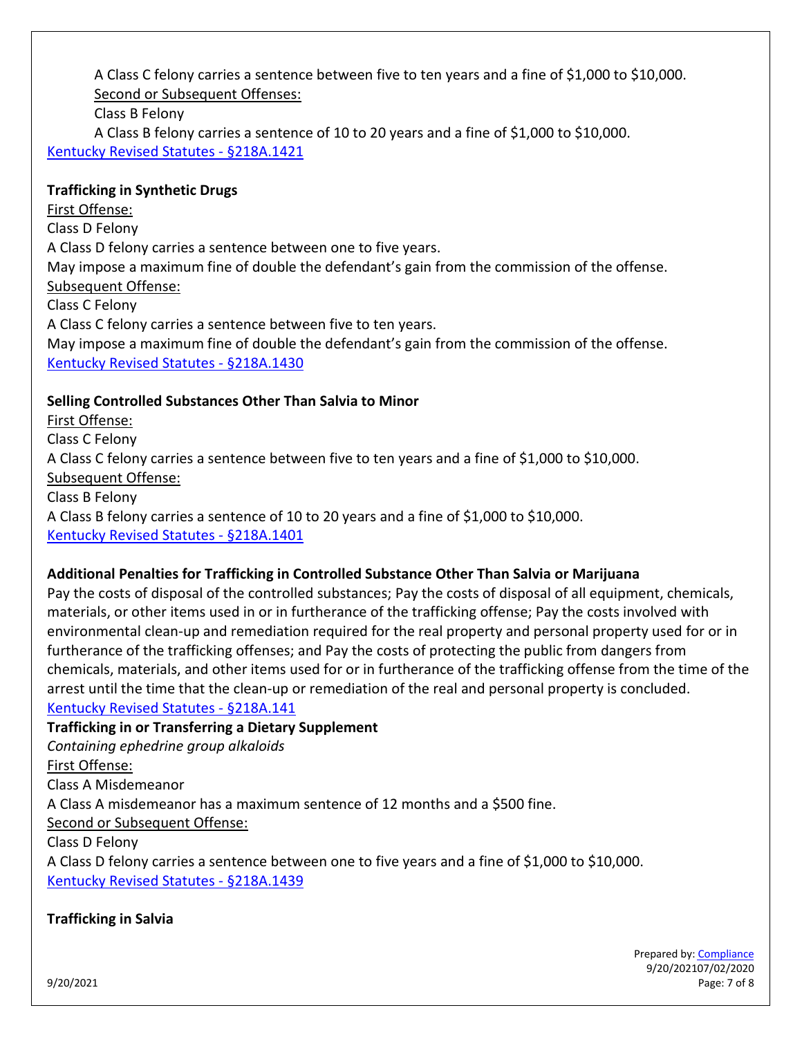A Class C felony carries a sentence between five to ten years and a fine of $1,000 to $10,000.

Second or Subsequent Offenses:

Class B Felony

A Class B felony carries a sentence of 10 to 20 years and a fine of $1,000 to $10,000.

[Kentucky Revised Statutes - §218A.1421]

**Trafficking in Synthetic Drugs**

First Offense:

Class D Felony

A Class D felony carries a sentence between one to five years.

May impose a maximum fine of double the defendant's gain from the commission of the offense.

Subsequent Offense:

Class C Felony

A Class C felony carries a sentence between five to ten years.

May impose a maximum fine of double the defendant's gain from the commission of the offense.

[Kentucky Revised Statutes - §218A.1430]

**Selling Controlled Substances Other Than Salvia to Minor**

First Offense:

Class C Felony

A Class C felony carries a sentence between five to ten years and a fine of $1,000 to $10,000.

Subsequent Offense:

Class B Felony

A Class B felony carries a sentence of 10 to 20 years and a fine of $1,000 to $10,000.

[Kentucky Revised Statutes - §218A.1401]

**Additional Penalties for Trafficking in Controlled Substance Other Than Salvia or Marijuana**

Pay the costs of disposal of the controlled substances; Pay the costs of disposal of all equipment, chemicals, materials, or other items used in or in furtherance of the trafficking offense; Pay the costs involved with environmental clean-up and remediation required for the real property and personal property used for or in furtherance of the trafficking offenses; and Pay the costs of protecting the public from dangers from chemicals, materials, and other items used for or in furtherance of the trafficking offense from the time of the arrest until the time that the clean-up or remediation of the real and personal property is concluded.

[Kentucky Revised Statutes - §218A.141]

**Trafficking in or Transferring a Dietary Supplement**

*Containing ephedrine group alkaloids*

First Offense:

Class A Misdemeanor

A Class A misdemeanor has a maximum sentence of 12 months and a $500 fine.

Second or Subsequent Offense:

Class D Felony

A Class D felony carries a sentence between one to five years and a fine of $1,000 to $10,000.

[Kentucky Revised Statutes - §218A.1439]

**Trafficking in Salvia**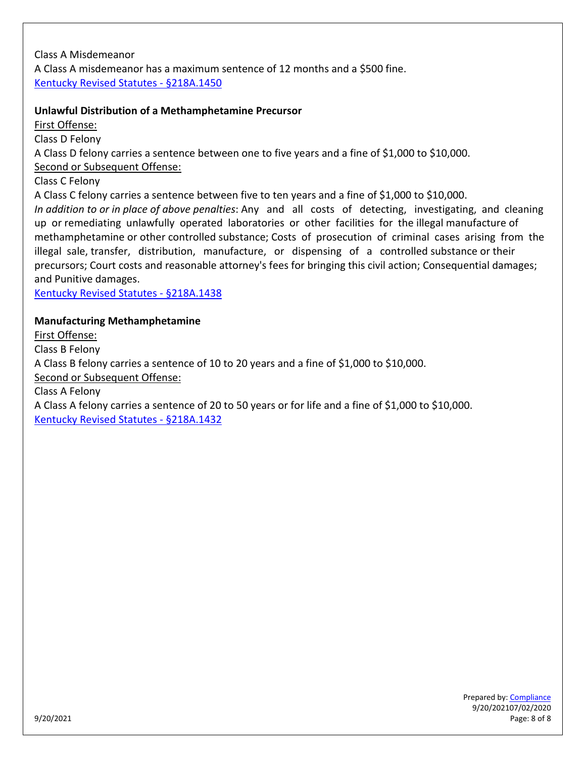Class A Misdemeanor
A Class A misdemeanor has a maximum sentence of 12 months and a $500 fine.
[Kentucky Revised Statutes - §218A.1450]

**Unlawful Distribution of a Methamphetamine Precursor**

First Offense:
Class D Felony
A Class D felony carries a sentence between one to five years and a fine of $1,000 to $10,000.
Second or Subsequent Offense:
Class C Felony
A Class C felony carries a sentence between five to ten years and a fine of $1,000 to $10,000.
*In addition to or in place of above penalties*: Any and all costs of detecting, investigating, and cleaning up or remediating unlawfully operated laboratories or other facilities for the illegal manufacture of methamphetamine or other controlled substance; Costs of prosecution of criminal cases arising from the illegal sale, transfer, distribution, manufacture, or dispensing of a controlled substance or their precursors; Court costs and reasonable attorney's fees for bringing this civil action; Consequential damages; and Punitive damages.
[Kentucky Revised Statutes - §218A.1438]

**Manufacturing Methamphetamine**

First Offense:
Class B Felony
A Class B felony carries a sentence of 10 to 20 years and a fine of $1,000 to $10,000.
Second or Subsequent Offense:
Class A Felony
A Class A felony carries a sentence of 20 to 50 years or for life and a fine of $1,000 to $10,000.
[Kentucky Revised Statutes - §218A.1432]